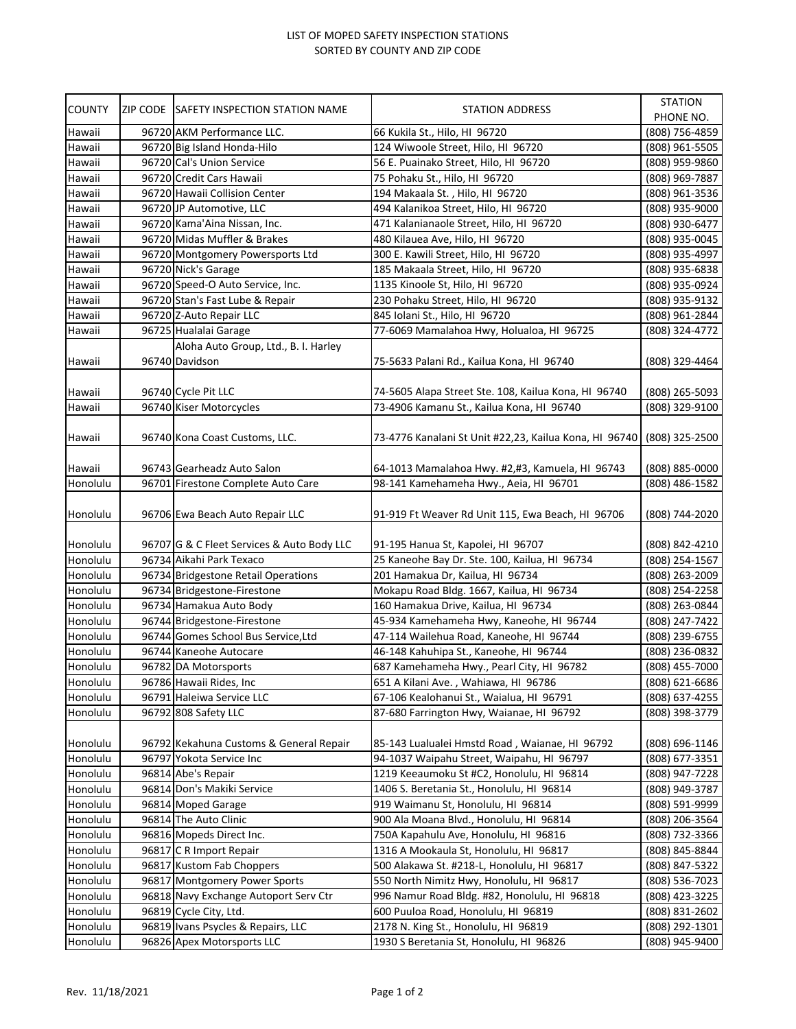LIST OF MOPED SAFETY INSPECTION STATIONS
SORTED BY COUNTY AND ZIP CODE

| COUNTY | ZIP CODE | SAFETY INSPECTION STATION NAME | STATION ADDRESS | STATION PHONE NO. |
|---|---|---|---|---|
| Hawaii | 96720 | AKM Performance LLC. | 66 Kukila St., Hilo, HI 96720 | (808) 756-4859 |
| Hawaii | 96720 | Big Island Honda-Hilo | 124 Wiwoole Street, Hilo, HI 96720 | (808) 961-5505 |
| Hawaii | 96720 | Cal's Union Service | 56 E. Puainako Street, Hilo, HI 96720 | (808) 959-9860 |
| Hawaii | 96720 | Credit Cars Hawaii | 75 Pohaku St., Hilo, HI 96720 | (808) 969-7887 |
| Hawaii | 96720 | Hawaii Collision Center | 194 Makaala St. , Hilo, HI 96720 | (808) 961-3536 |
| Hawaii | 96720 | JP Automotive, LLC | 494 Kalanikoa Street, Hilo, HI 96720 | (808) 935-9000 |
| Hawaii | 96720 | Kama'Aina Nissan, Inc. | 471 Kalanianaole Street, Hilo, HI 96720 | (808) 930-6477 |
| Hawaii | 96720 | Midas Muffler & Brakes | 480 Kilauea Ave, Hilo, HI 96720 | (808) 935-0045 |
| Hawaii | 96720 | Montgomery Powersports Ltd | 300 E. Kawili Street, Hilo, HI 96720 | (808) 935-4997 |
| Hawaii | 96720 | Nick's Garage | 185 Makaala Street, Hilo, HI 96720 | (808) 935-6838 |
| Hawaii | 96720 | Speed-O Auto Service, Inc. | 1135 Kinoole St, Hilo, HI 96720 | (808) 935-0924 |
| Hawaii | 96720 | Stan's Fast Lube & Repair | 230 Pohaku Street, Hilo, HI 96720 | (808) 935-9132 |
| Hawaii | 96720 | Z-Auto Repair LLC | 845 Iolani St., Hilo, HI 96720 | (808) 961-2844 |
| Hawaii | 96725 | Hualalai Garage | 77-6069 Mamalahoa Hwy, Holualoa, HI 96725 | (808) 324-4772 |
| Hawaii | 96740 | Aloha Auto Group, Ltd., B. I. Harley Davidson | 75-5633 Palani Rd., Kailua Kona, HI 96740 | (808) 329-4464 |
| Hawaii | 96740 | Cycle Pit LLC | 74-5605 Alapa Street Ste. 108, Kailua Kona, HI 96740 | (808) 265-5093 |
| Hawaii | 96740 | Kiser Motorcycles | 73-4906 Kamanu St., Kailua Kona, HI 96740 | (808) 329-9100 |
| Hawaii | 96740 | Kona Coast Customs, LLC. | 73-4776 Kanalani St Unit #22,23, Kailua Kona, HI 96740 | (808) 325-2500 |
| Hawaii | 96743 | Gearheadz Auto Salon | 64-1013 Mamalahoa Hwy. #2,#3, Kamuela, HI 96743 | (808) 885-0000 |
| Honolulu | 96701 | Firestone Complete Auto Care | 98-141 Kamehameha Hwy., Aeia, HI 96701 | (808) 486-1582 |
| Honolulu | 96706 | Ewa Beach Auto Repair LLC | 91-919 Ft Weaver Rd Unit 115, Ewa Beach, HI 96706 | (808) 744-2020 |
| Honolulu | 96707 | G & C Fleet Services & Auto Body LLC | 91-195 Hanua St, Kapolei, HI 96707 | (808) 842-4210 |
| Honolulu | 96734 | Aikahi Park Texaco | 25 Kaneohe Bay Dr. Ste. 100, Kailua, HI 96734 | (808) 254-1567 |
| Honolulu | 96734 | Bridgestone Retail Operations | 201 Hamakua Dr, Kailua, HI 96734 | (808) 263-2009 |
| Honolulu | 96734 | Bridgestone-Firestone | Mokapu Road Bldg. 1667, Kailua, HI 96734 | (808) 254-2258 |
| Honolulu | 96734 | Hamakua Auto Body | 160 Hamakua Drive, Kailua, HI 96734 | (808) 263-0844 |
| Honolulu | 96744 | Bridgestone-Firestone | 45-934 Kamehameha Hwy, Kaneohe, HI 96744 | (808) 247-7422 |
| Honolulu | 96744 | Gomes School Bus Service,Ltd | 47-114 Wailehua Road, Kaneohe, HI 96744 | (808) 239-6755 |
| Honolulu | 96744 | Kaneohe Autocare | 46-148 Kahuhipa St., Kaneohe, HI 96744 | (808) 236-0832 |
| Honolulu | 96782 | DA Motorsports | 687 Kamehameha Hwy., Pearl City, HI 96782 | (808) 455-7000 |
| Honolulu | 96786 | Hawaii Rides, Inc | 651 A Kilani Ave. , Wahiawa, HI 96786 | (808) 621-6686 |
| Honolulu | 96791 | Haleiwa Service LLC | 67-106 Kealohanui St., Waialua, HI 96791 | (808) 637-4255 |
| Honolulu | 96792 | 808 Safety LLC | 87-680 Farrington Hwy, Waianae, HI 96792 | (808) 398-3779 |
| Honolulu | 96792 | Kekahuna Customs & General Repair | 85-143 Lualualei Hmstd Road , Waianae, HI 96792 | (808) 696-1146 |
| Honolulu | 96797 | Yokota Service Inc | 94-1037 Waipahu Street, Waipahu, HI 96797 | (808) 677-3351 |
| Honolulu | 96814 | Abe's Repair | 1219 Keeaumoku St #C2, Honolulu, HI 96814 | (808) 947-7228 |
| Honolulu | 96814 | Don's Makiki Service | 1406 S. Beretania St., Honolulu, HI 96814 | (808) 949-3787 |
| Honolulu | 96814 | Moped Garage | 919 Waimanu St, Honolulu, HI 96814 | (808) 591-9999 |
| Honolulu | 96814 | The Auto Clinic | 900 Ala Moana Blvd., Honolulu, HI 96814 | (808) 206-3564 |
| Honolulu | 96816 | Mopeds Direct Inc. | 750A Kapahulu Ave, Honolulu, HI 96816 | (808) 732-3366 |
| Honolulu | 96817 | C R Import Repair | 1316 A Mookaula St, Honolulu, HI 96817 | (808) 845-8844 |
| Honolulu | 96817 | Kustom Fab Choppers | 500 Alakawa St. #218-L, Honolulu, HI 96817 | (808) 847-5322 |
| Honolulu | 96817 | Montgomery Power Sports | 550 North Nimitz Hwy, Honolulu, HI 96817 | (808) 536-7023 |
| Honolulu | 96818 | Navy Exchange Autoport Serv Ctr | 996 Namur Road Bldg. #82, Honolulu, HI 96818 | (808) 423-3225 |
| Honolulu | 96819 | Cycle City, Ltd. | 600 Puuloa Road, Honolulu, HI 96819 | (808) 831-2602 |
| Honolulu | 96819 | Ivans Psycles & Repairs, LLC | 2178 N. King St., Honolulu, HI 96819 | (808) 292-1301 |
| Honolulu | 96826 | Apex Motorsports LLC | 1930 S Beretania St, Honolulu, HI 96826 | (808) 945-9400 |

Rev. 11/18/2021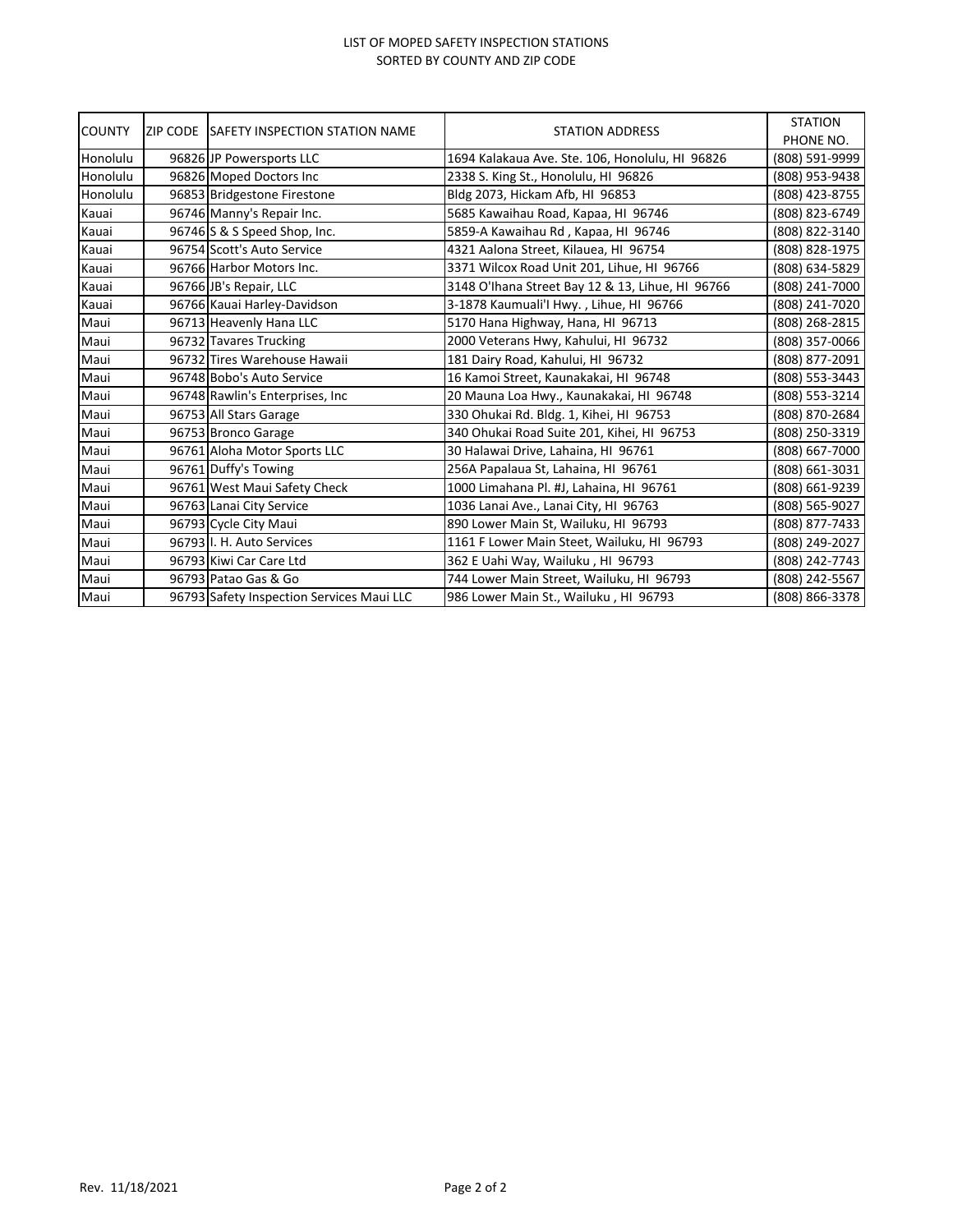# LIST OF MOPED SAFETY INSPECTION STATIONS
## SORTED BY COUNTY AND ZIP CODE

| COUNTY | ZIP CODE | SAFETY INSPECTION STATION NAME | STATION ADDRESS | STATION PHONE NO. |
|---|---|---|---|---|
| Honolulu | 96826 | JP Powersports LLC | 1694 Kalakaua Ave. Ste. 106, Honolulu, HI 96826 | (808) 591-9999 |
| Honolulu | 96826 | Moped Doctors Inc | 2338 S. King St., Honolulu, HI 96826 | (808) 953-9438 |
| Honolulu | 96853 | Bridgestone Firestone | Bldg 2073, Hickam Afb, HI 96853 | (808) 423-8755 |
| Kauai | 96746 | Manny's Repair Inc. | 5685 Kawaihau Road, Kapaa, HI 96746 | (808) 823-6749 |
| Kauai | 96746 | S & S Speed Shop, Inc. | 5859-A Kawaihau Rd , Kapaa, HI 96746 | (808) 822-3140 |
| Kauai | 96754 | Scott's Auto Service | 4321 Aalona Street, Kilauea, HI 96754 | (808) 828-1975 |
| Kauai | 96766 | Harbor Motors Inc. | 3371 Wilcox Road Unit 201, Lihue, HI 96766 | (808) 634-5829 |
| Kauai | 96766 | JB's Repair, LLC | 3148 O'Ihana Street Bay 12 & 13, Lihue, HI 96766 | (808) 241-7000 |
| Kauai | 96766 | Kauai Harley-Davidson | 3-1878 Kaumuali'I Hwy. , Lihue, HI 96766 | (808) 241-7020 |
| Maui | 96713 | Heavenly Hana LLC | 5170 Hana Highway, Hana, HI 96713 | (808) 268-2815 |
| Maui | 96732 | Tavares Trucking | 2000 Veterans Hwy, Kahului, HI 96732 | (808) 357-0066 |
| Maui | 96732 | Tires Warehouse Hawaii | 181 Dairy Road, Kahului, HI 96732 | (808) 877-2091 |
| Maui | 96748 | Bobo's Auto Service | 16 Kamoi Street, Kaunakakai, HI 96748 | (808) 553-3443 |
| Maui | 96748 | Rawlin's Enterprises, Inc | 20 Mauna Loa Hwy., Kaunakakai, HI 96748 | (808) 553-3214 |
| Maui | 96753 | All Stars Garage | 330 Ohukai Rd. Bldg. 1, Kihei, HI 96753 | (808) 870-2684 |
| Maui | 96753 | Bronco Garage | 340 Ohukai Road Suite 201, Kihei, HI 96753 | (808) 250-3319 |
| Maui | 96761 | Aloha Motor Sports LLC | 30 Halawai Drive, Lahaina, HI 96761 | (808) 667-7000 |
| Maui | 96761 | Duffy's Towing | 256A Papalaua St, Lahaina, HI 96761 | (808) 661-3031 |
| Maui | 96761 | West Maui Safety Check | 1000 Limahana Pl. #J, Lahaina, HI 96761 | (808) 661-9239 |
| Maui | 96763 | Lanai City Service | 1036 Lanai Ave., Lanai City, HI 96763 | (808) 565-9027 |
| Maui | 96793 | Cycle City Maui | 890 Lower Main St, Wailuku, HI 96793 | (808) 877-7433 |
| Maui | 96793 | I. H. Auto Services | 1161 F Lower Main Steet, Wailuku, HI 96793 | (808) 249-2027 |
| Maui | 96793 | Kiwi Car Care Ltd | 362 E Uahi Way, Wailuku , HI 96793 | (808) 242-7743 |
| Maui | 96793 | Patao Gas & Go | 744 Lower Main Street, Wailuku, HI 96793 | (808) 242-5567 |
| Maui | 96793 | Safety Inspection Services Maui LLC | 986 Lower Main St., Wailuku , HI 96793 | (808) 866-3378 |

Rev. 11/18/2021